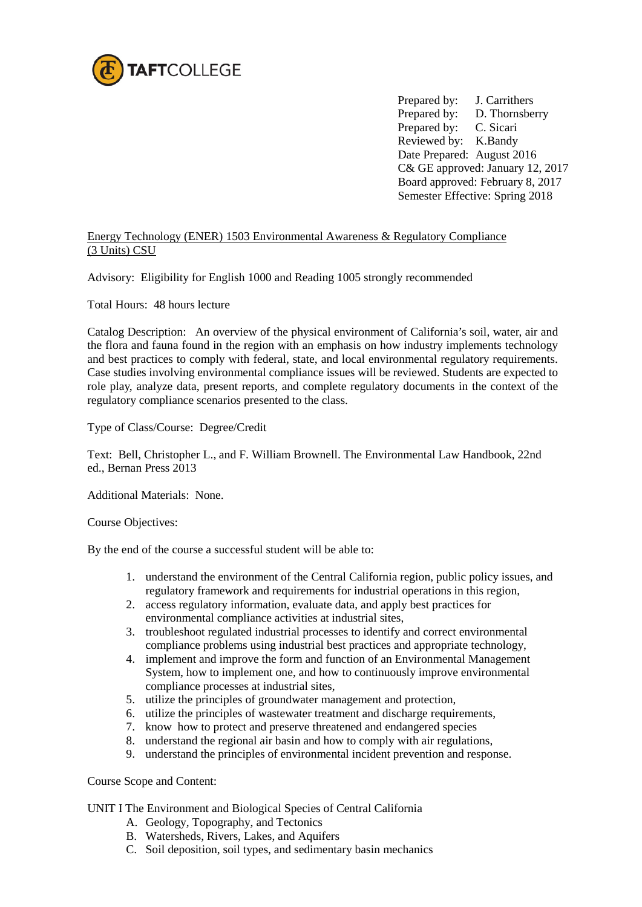TAFTCOLLEGE

Prepared by: J. Carrithers
Prepared by: D. Thornsberry
Prepared by: C. Sicari
Reviewed by: K.Bandy
Date Prepared: August 2016
C& GE approved: January 12, 2017
Board approved: February 8, 2017
Semester Effective: Spring 2018

Energy Technology (ENER) 1503 Environmental Awareness & Regulatory Compliance (3 Units) CSU

Advisory: Eligibility for English 1000 and Reading 1005 strongly recommended

Total Hours: 48 hours lecture

Catalog Description: An overview of the physical environment of California's soil, water, air and the flora and fauna found in the region with an emphasis on how industry implements technology and best practices to comply with federal, state, and local environmental regulatory requirements. Case studies involving environmental compliance issues will be reviewed. Students are expected to role play, analyze data, present reports, and complete regulatory documents in the context of the regulatory compliance scenarios presented to the class.

Type of Class/Course: Degree/Credit

Text: Bell, Christopher L., and F. William Brownell. The Environmental Law Handbook, 22nd ed., Bernan Press 2013

Additional Materials: None.

Course Objectives:

By the end of the course a successful student will be able to:

1. understand the environment of the Central California region, public policy issues, and regulatory framework and requirements for industrial operations in this region,
2. access regulatory information, evaluate data, and apply best practices for environmental compliance activities at industrial sites,
3. troubleshoot regulated industrial processes to identify and correct environmental compliance problems using industrial best practices and appropriate technology,
4. implement and improve the form and function of an Environmental Management System, how to implement one, and how to continuously improve environmental compliance processes at industrial sites,
5. utilize the principles of groundwater management and protection,
6. utilize the principles of wastewater treatment and discharge requirements,
7. know how to protect and preserve threatened and endangered species
8. understand the regional air basin and how to comply with air regulations,
9. understand the principles of environmental incident prevention and response.

Course Scope and Content:

UNIT I The Environment and Biological Species of Central California

A. Geology, Topography, and Tectonics
B. Watersheds, Rivers, Lakes, and Aquifers
C. Soil deposition, soil types, and sedimentary basin mechanics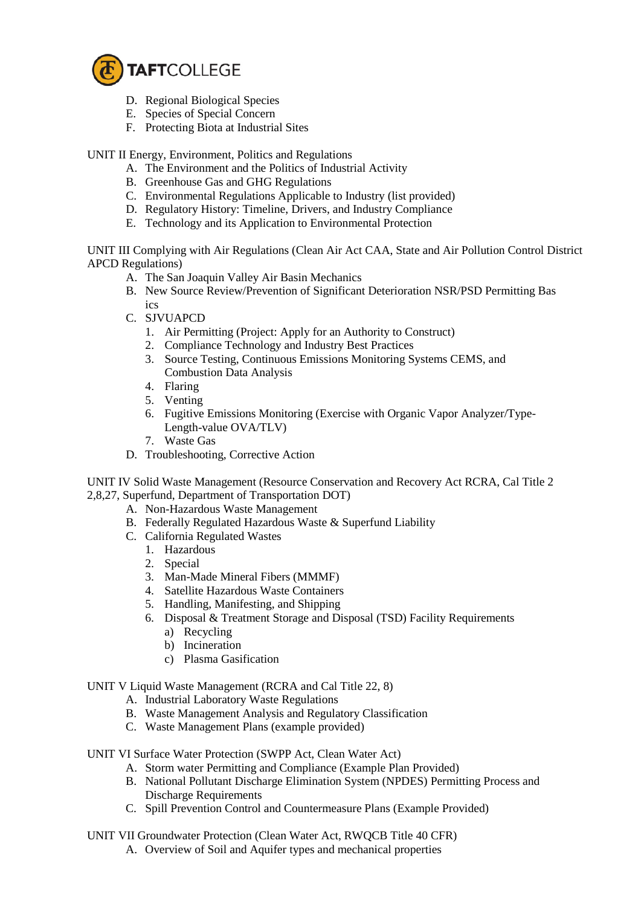D. Regional Biological Species
E. Species of Special Concern
F. Protecting Biota at Industrial Sites

UNIT II Energy, Environment, Politics and Regulations

A. The Environment and the Politics of Industrial Activity
B. Greenhouse Gas and GHG Regulations
C. Environmental Regulations Applicable to Industry (list provided)
D. Regulatory History: Timeline, Drivers, and Industry Compliance
E. Technology and its Application to Environmental Protection

UNIT III Complying with Air Regulations (Clean Air Act CAA, State and Air Pollution Control District APCD Regulations)

A. The San Joaquin Valley Air Basin Mechanics
B. New Source Review/Prevention of Significant Deterioration NSR/PSD Permitting Bas ics
C. SJVUAPCD
   1. Air Permitting (Project: Apply for an Authority to Construct)
   2. Compliance Technology and Industry Best Practices
   3. Source Testing, Continuous Emissions Monitoring Systems CEMS, and Combustion Data Analysis
   4. Flaring
   5. Venting
   6. Fugitive Emissions Monitoring (Exercise with Organic Vapor Analyzer/Type-Length-value OVA/TLV)
   7. Waste Gas
D. Troubleshooting, Corrective Action

UNIT IV Solid Waste Management (Resource Conservation and Recovery Act RCRA, Cal Title 2 2,8,27, Superfund, Department of Transportation DOT)

A. Non-Hazardous Waste Management
B. Federally Regulated Hazardous Waste & Superfund Liability
C. California Regulated Wastes
   1. Hazardous
   2. Special
   3. Man-Made Mineral Fibers (MMMF)
   4. Satellite Hazardous Waste Containers
   5. Handling, Manifesting, and Shipping
   6. Disposal & Treatment Storage and Disposal (TSD) Facility Requirements
      a) Recycling
      b) Incineration
      c) Plasma Gasification

UNIT V Liquid Waste Management (RCRA and Cal Title 22, 8)

A. Industrial Laboratory Waste Regulations
B. Waste Management Analysis and Regulatory Classification
C. Waste Management Plans (example provided)

UNIT VI Surface Water Protection (SWPP Act, Clean Water Act)

A. Storm water Permitting and Compliance (Example Plan Provided)
B. National Pollutant Discharge Elimination System (NPDES) Permitting Process and Discharge Requirements
C. Spill Prevention Control and Countermeasure Plans (Example Provided)

UNIT VII Groundwater Protection (Clean Water Act, RWQCB Title 40 CFR)

A. Overview of Soil and Aquifer types and mechanical properties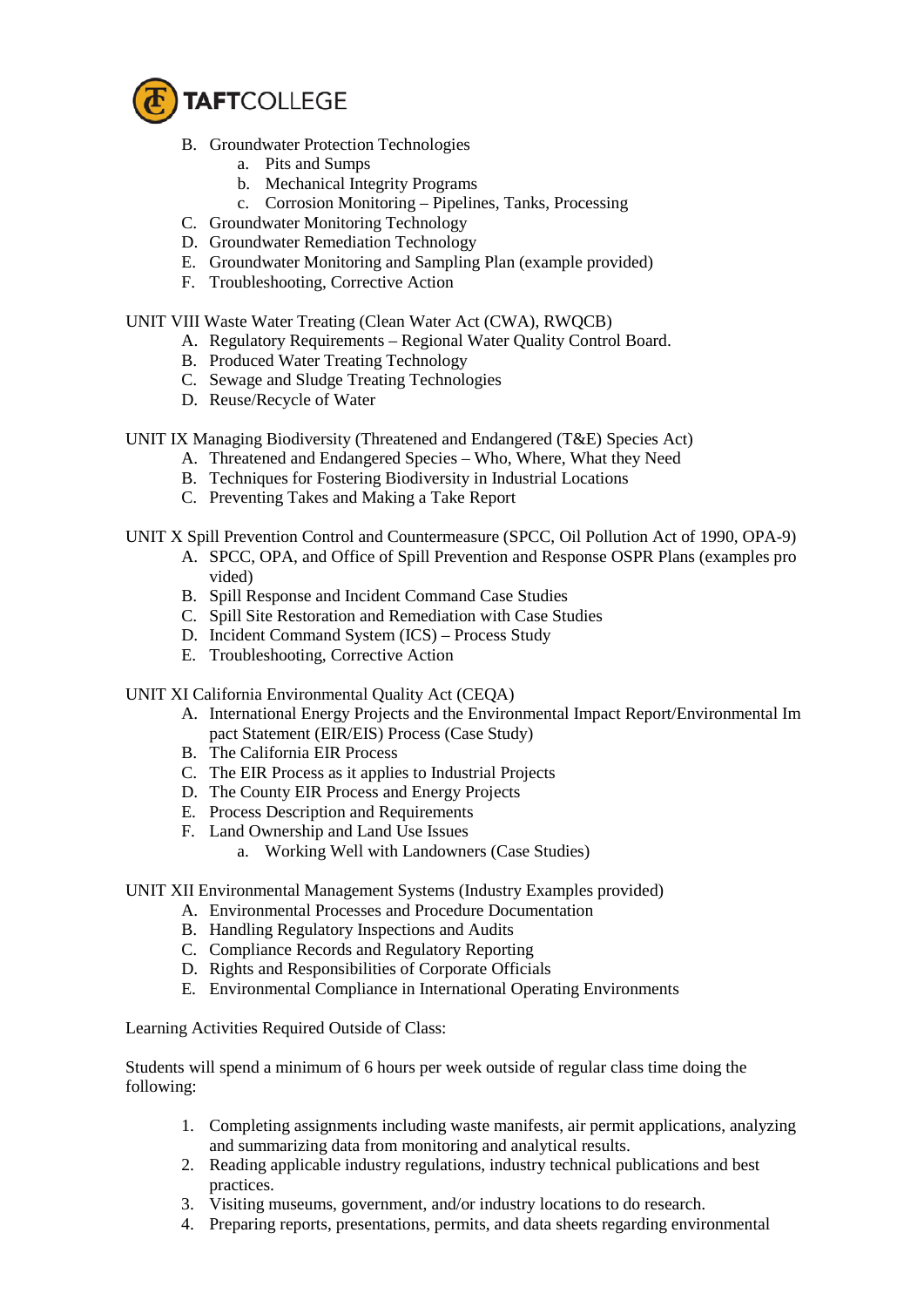B. Groundwater Protection Technologies
    a. Pits and Sumps
    b. Mechanical Integrity Programs
    c. Corrosion Monitoring – Pipelines, Tanks, Processing
C. Groundwater Monitoring Technology
D. Groundwater Remediation Technology
E. Groundwater Monitoring and Sampling Plan (example provided)
F. Troubleshooting, Corrective Action

UNIT VIII Waste Water Treating (Clean Water Act (CWA), RWQCB)

A. Regulatory Requirements – Regional Water Quality Control Board.
B. Produced Water Treating Technology
C. Sewage and Sludge Treating Technologies
D. Reuse/Recycle of Water

UNIT IX Managing Biodiversity (Threatened and Endangered (T&E) Species Act)

A. Threatened and Endangered Species – Who, Where, What they Need
B. Techniques for Fostering Biodiversity in Industrial Locations
C. Preventing Takes and Making a Take Report

UNIT X Spill Prevention Control and Countermeasure (SPCC, Oil Pollution Act of 1990, OPA-9)

A. SPCC, OPA, and Office of Spill Prevention and Response OSPR Plans (examples provided)
B. Spill Response and Incident Command Case Studies
C. Spill Site Restoration and Remediation with Case Studies
D. Incident Command System (ICS) – Process Study
E. Troubleshooting, Corrective Action

UNIT XI California Environmental Quality Act (CEQA)

A. International Energy Projects and the Environmental Impact Report/Environmental Impact Statement (EIR/EIS) Process (Case Study)
B. The California EIR Process
C. The EIR Process as it applies to Industrial Projects
D. The County EIR Process and Energy Projects
E. Process Description and Requirements
F. Land Ownership and Land Use Issues
    a. Working Well with Landowners (Case Studies)

UNIT XII Environmental Management Systems (Industry Examples provided)

A. Environmental Processes and Procedure Documentation
B. Handling Regulatory Inspections and Audits
C. Compliance Records and Regulatory Reporting
D. Rights and Responsibilities of Corporate Officials
E. Environmental Compliance in International Operating Environments

Learning Activities Required Outside of Class:

Students will spend a minimum of 6 hours per week outside of regular class time doing the following:

1. Completing assignments including waste manifests, air permit applications, analyzing and summarizing data from monitoring and analytical results.
2. Reading applicable industry regulations, industry technical publications and best practices.
3. Visiting museums, government, and/or industry locations to do research.
4. Preparing reports, presentations, permits, and data sheets regarding environmental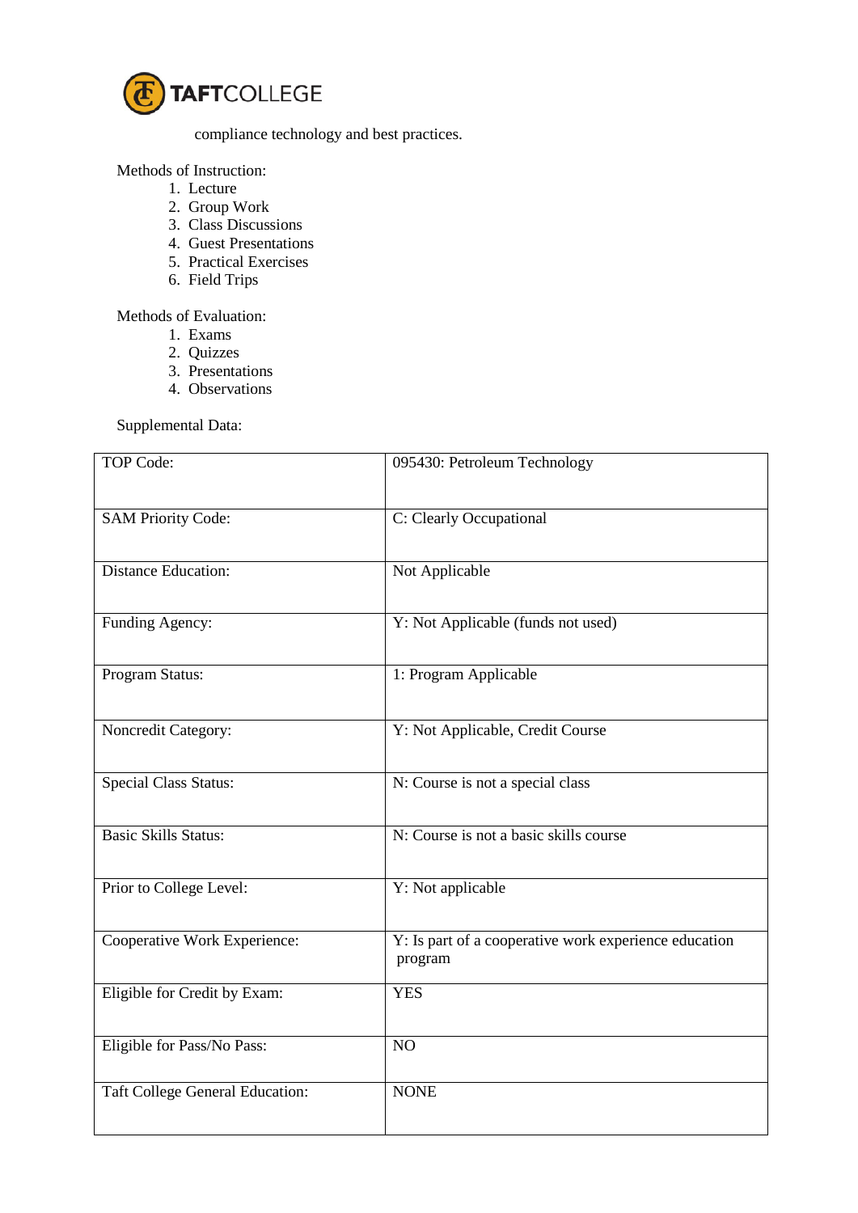compliance technology and best practices.

Methods of Instruction:

1. Lecture
2. Group Work
3. Class Discussions
4. Guest Presentations
5. Practical Exercises
6. Field Trips

Methods of Evaluation:

1. Exams
2. Quizzes
3. Presentations
4. Observations

Supplemental Data:

| | |
|---|---|
| TOP Code: | 095430: Petroleum Technology |
| SAM Priority Code: | C: Clearly Occupational |
| Distance Education: | Not Applicable |
| Funding Agency: | Y: Not Applicable (funds not used) |
| Program Status: | 1: Program Applicable |
| Noncredit Category: | Y: Not Applicable, Credit Course |
| Special Class Status: | N: Course is not a special class |
| Basic Skills Status: | N: Course is not a basic skills course |
| Prior to College Level: | Y: Not applicable |
| Cooperative Work Experience: | Y: Is part of a cooperative work experience education program |
| Eligible for Credit by Exam: | YES |
| Eligible for Pass/No Pass: | NO |
| Taft College General Education: | NONE |